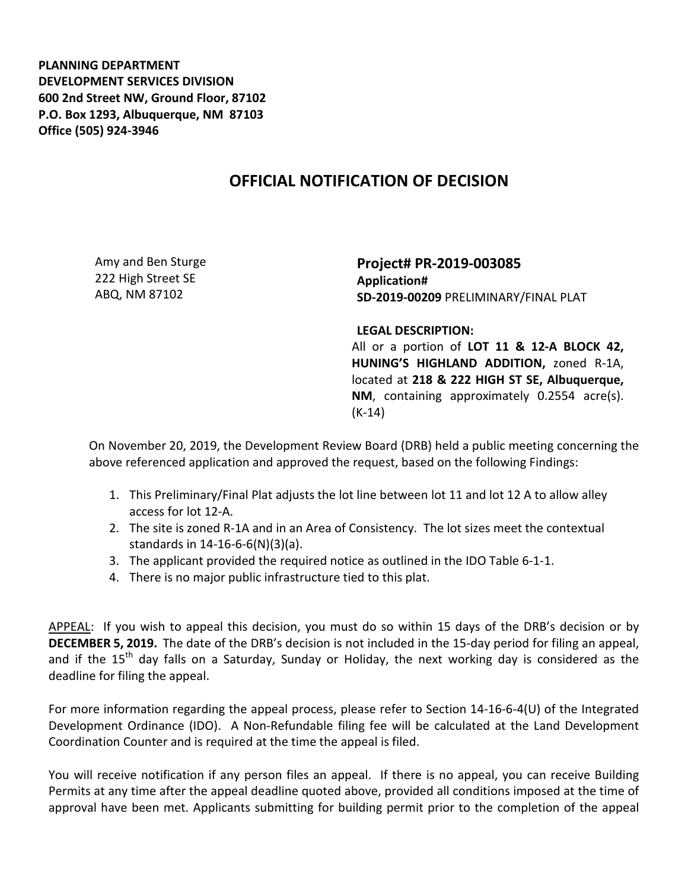**PLANNING DEPARTMENT**
**DEVELOPMENT SERVICES DIVISION**
**600 2nd Street NW, Ground Floor, 87102**
**P.O. Box 1293, Albuquerque, NM 87103**
**Office (505) 924-3946**

# OFFICIAL NOTIFICATION OF DECISION

Amy and Ben Sturge
222 High Street SE
ABQ, NM 87102

**Project# PR-2019-003085**
**Application#**
**SD-2019-00209** PRELIMINARY/FINAL PLAT

**LEGAL DESCRIPTION:**
All or a portion of **LOT 11 & 12-A BLOCK 42, HUNING'S HIGHLAND ADDITION,** zoned R-1A, located at **218 & 222 HIGH ST SE, Albuquerque, NM**, containing approximately 0.2554 acre(s). (K-14)

On November 20, 2019, the Development Review Board (DRB) held a public meeting concerning the above referenced application and approved the request, based on the following Findings:

1. This Preliminary/Final Plat adjusts the lot line between lot 11 and lot 12 A to allow alley access for lot 12-A.
2. The site is zoned R-1A and in an Area of Consistency. The lot sizes meet the contextual standards in 14-16-6-6(N)(3)(a).
3. The applicant provided the required notice as outlined in the IDO Table 6-1-1.
4. There is no major public infrastructure tied to this plat.

APPEAL: If you wish to appeal this decision, you must do so within 15 days of the DRB's decision or by **DECEMBER 5, 2019.** The date of the DRB's decision is not included in the 15-day period for filing an appeal, and if the 15th day falls on a Saturday, Sunday or Holiday, the next working day is considered as the deadline for filing the appeal.

For more information regarding the appeal process, please refer to Section 14-16-6-4(U) of the Integrated Development Ordinance (IDO). A Non-Refundable filing fee will be calculated at the Land Development Coordination Counter and is required at the time the appeal is filed.

You will receive notification if any person files an appeal. If there is no appeal, you can receive Building Permits at any time after the appeal deadline quoted above, provided all conditions imposed at the time of approval have been met. Applicants submitting for building permit prior to the completion of the appeal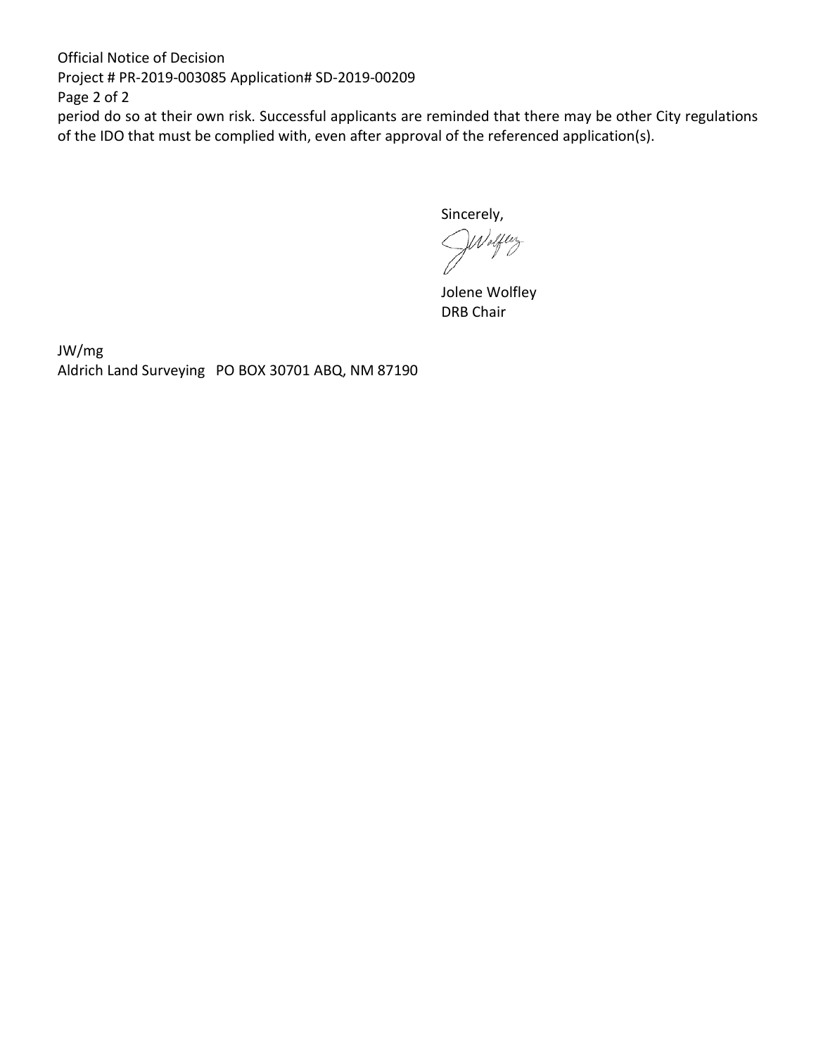period do so at their own risk. Successful applicants are reminded that there may be other City regulations of the IDO that must be complied with, even after approval of the referenced application(s).

Sincerely,

Jolene Wolfley
DRB Chair

JW/mg
Aldrich Land Surveying PO BOX 30701 ABQ, NM 87190